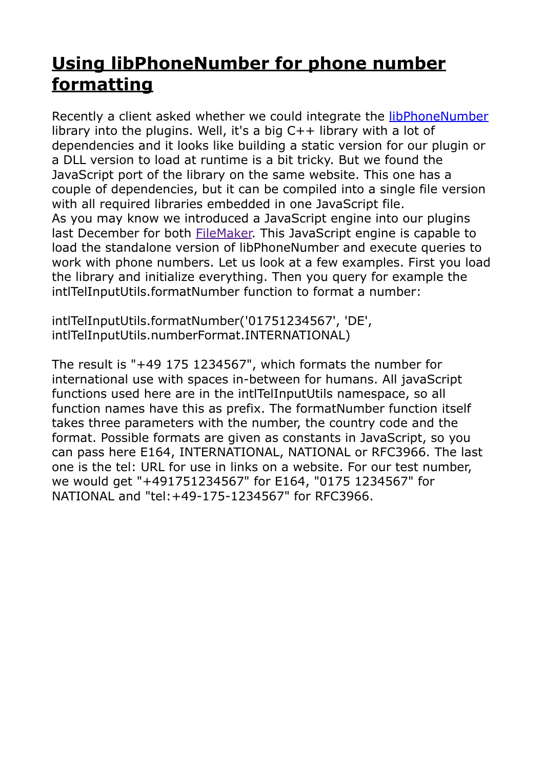# Using libPhoneNumber for phone number formatting

Recently a client asked whether we could integrate the [libPhoneNumber](libPhoneNumber) library into the plugins. Well, it's a big C++ library with a lot of dependencies and it looks like building a static version for our plugin or a DLL version to load at runtime is a bit tricky. But we found the JavaScript port of the library on the same website. This one has a couple of dependencies, but it can be compiled into a single file version with all required libraries embedded in one JavaScript file.
As you may know we introduced a JavaScript engine into our plugins last December for both [FileMaker](FileMaker). This JavaScript engine is capable to load the standalone version of libPhoneNumber and execute queries to work with phone numbers. Let us look at a few examples. First you load the library and initialize everything. Then you query for example the intlTelInputUtils.formatNumber function to format a number:

```
intlTelInputUtils.formatNumber('01751234567', 'DE', intlTelInputUtils.numberFormat.INTERNATIONAL)
```

The result is "+49 175 1234567", which formats the number for international use with spaces in-between for humans. All javaScript functions used here are in the intlTelInputUtils namespace, so all function names have this as prefix. The formatNumber function itself takes three parameters with the number, the country code and the format. Possible formats are given as constants in JavaScript, so you can pass here E164, INTERNATIONAL, NATIONAL or RFC3966. The last one is the tel: URL for use in links on a website. For our test number, we would get "+491751234567" for E164, "0175 1234567" for NATIONAL and "tel:+49-175-1234567" for RFC3966.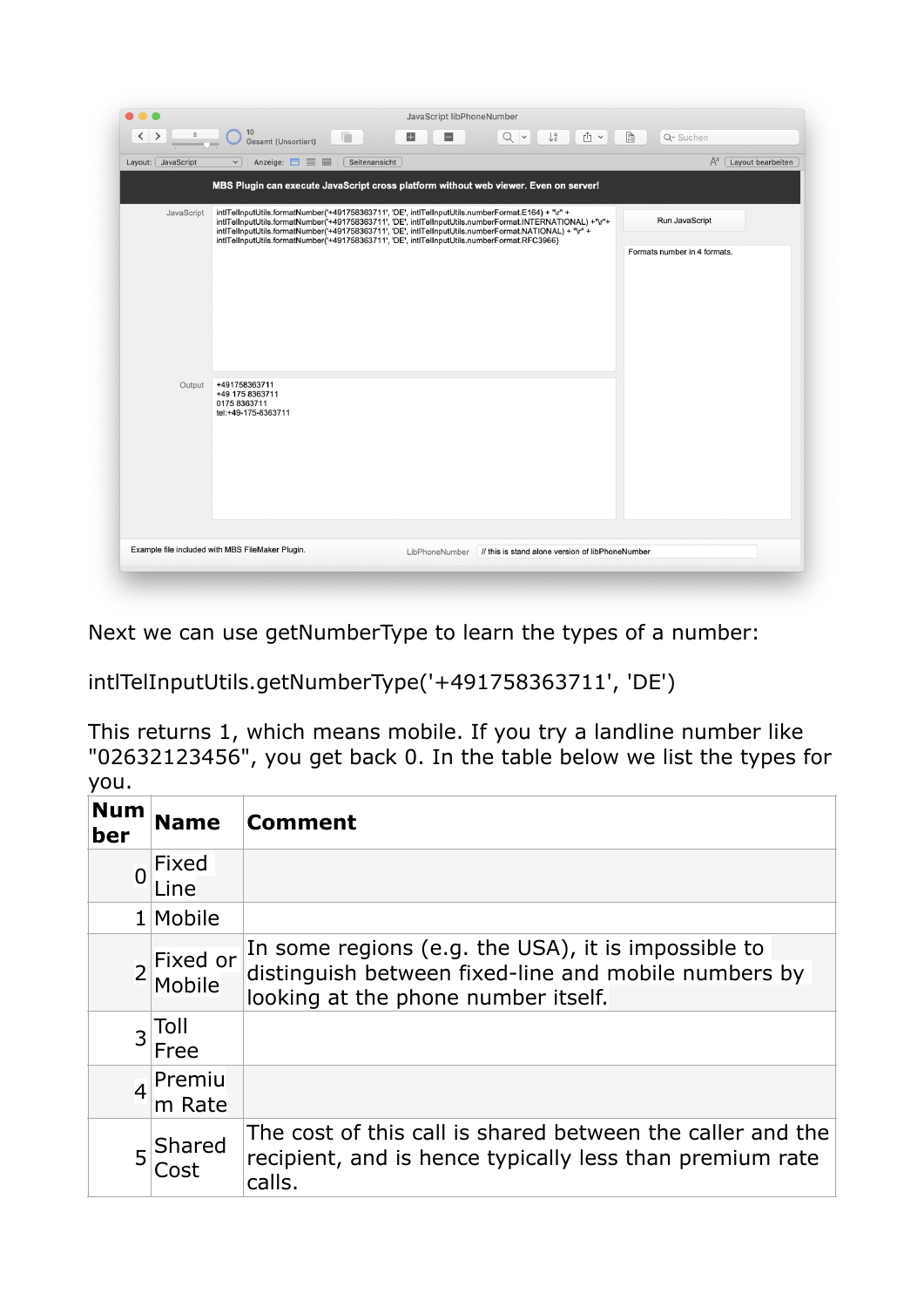Next we can use getNumberType to learn the types of a number:

intlTelInputUtils.getNumberType('+491758363711', 'DE')

This returns 1, which means mobile. If you try a landline number like "02632123456", you get back 0. In the table below we list the types for you.

| Number | Name | Comment |
|---|---|---|
| 0 | Fixed Line | |
| 1 | Mobile | |
| 2 | Fixed or Mobile | In some regions (e.g. the USA), it is impossible to distinguish between fixed-line and mobile numbers by looking at the phone number itself. |
| 3 | Toll Free | |
| 4 | Premium Rate | |
| 5 | Shared Cost | The cost of this call is shared between the caller and the recipient, and is hence typically less than premium rate calls. |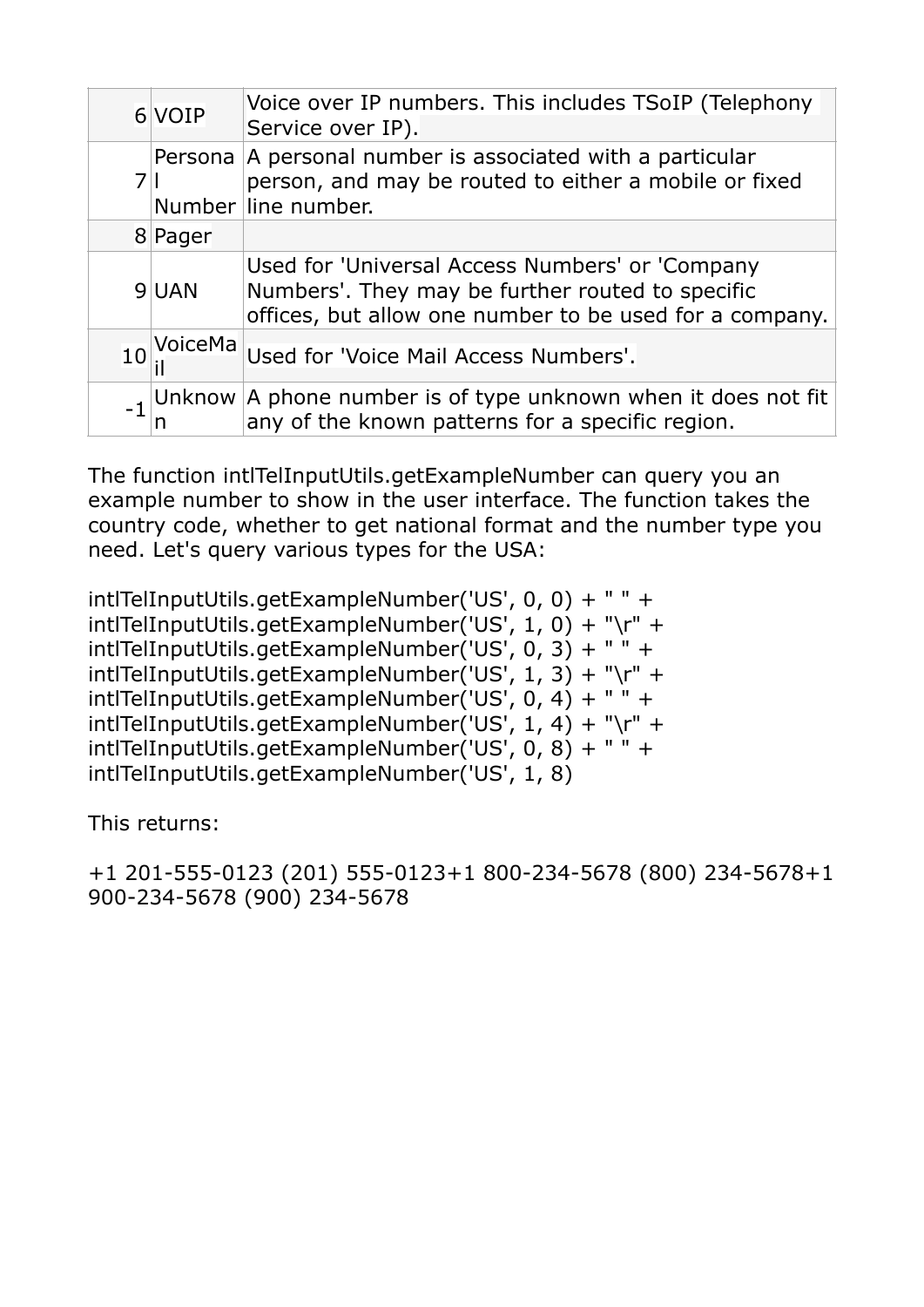| | | |
|---|---|---|
| 6 | VOIP | Voice over IP numbers. This includes TSoIP (Telephony Service over IP). |
| 7 | Personal Number | A personal number is associated with a particular person, and may be routed to either a mobile or fixed line number. |
| 8 | Pager | |
| 9 | UAN | Used for 'Universal Access Numbers' or 'Company Numbers'. They may be further routed to specific offices, but allow one number to be used for a company. |
| 10 | VoiceMail | Used for 'Voice Mail Access Numbers'. |
| -1 | Unknown | A phone number is of type unknown when it does not fit any of the known patterns for a specific region. |

The function intlTelInputUtils.getExampleNumber can query you an example number to show in the user interface. The function takes the country code, whether to get national format and the number type you need. Let's query various types for the USA:

```
intlTelInputUtils.getExampleNumber('US', 0, 0) + " " +
intlTelInputUtils.getExampleNumber('US', 1, 0) + "\r" +
intlTelInputUtils.getExampleNumber('US', 0, 3) + " " +
intlTelInputUtils.getExampleNumber('US', 1, 3) + "\r" +
intlTelInputUtils.getExampleNumber('US', 0, 4) + " " +
intlTelInputUtils.getExampleNumber('US', 1, 4) + "\r" +
intlTelInputUtils.getExampleNumber('US', 0, 8) + " " +
intlTelInputUtils.getExampleNumber('US', 1, 8)
```

This returns:

```
+1 201-555-0123 (201) 555-0123+1 800-234-5678 (800) 234-5678+1
900-234-5678 (900) 234-5678
```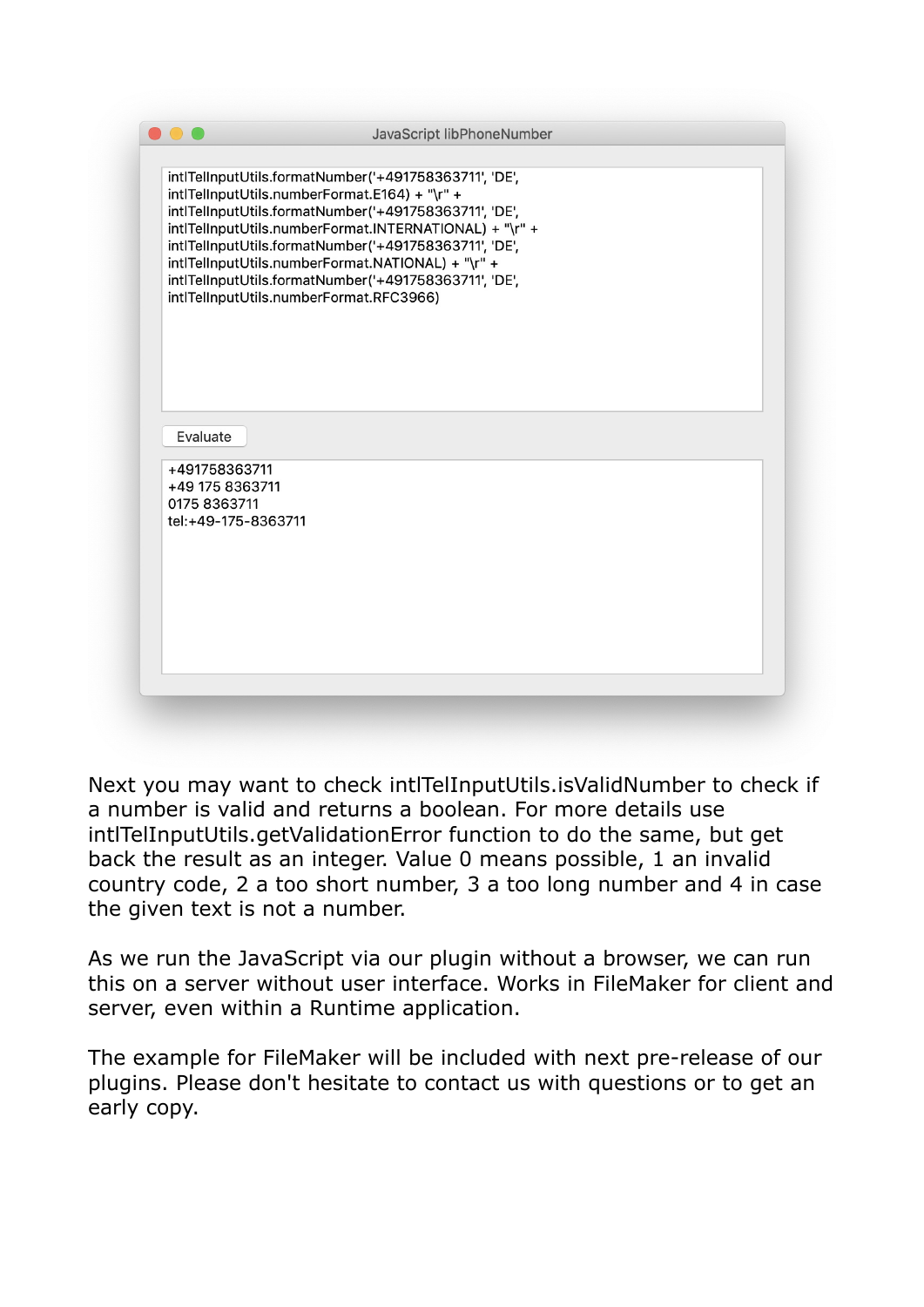```
intlTelInputUtils.formatNumber('+491758363711', 'DE',
intlTelInputUtils.numberFormat.E164) + "\r" +
intlTelInputUtils.formatNumber('+491758363711', 'DE',
intlTelInputUtils.numberFormat.INTERNATIONAL) + "\r" +
intlTelInputUtils.formatNumber('+491758363711', 'DE',
intlTelInputUtils.numberFormat.NATIONAL) + "\r" +
intlTelInputUtils.formatNumber('+491758363711', 'DE',
intlTelInputUtils.numberFormat.RFC3966)
```

```
+491758363711
+49 175 8363711
0175 8363711
tel:+49-175-8363711
```

Next you may want to check intlTelInputUtils.isValidNumber to check if a number is valid and returns a boolean. For more details use intlTelInputUtils.getValidationError function to do the same, but get back the result as an integer. Value 0 means possible, 1 an invalid country code, 2 a too short number, 3 a too long number and 4 in case the given text is not a number.

As we run the JavaScript via our plugin without a browser, we can run this on a server without user interface. Works in FileMaker for client and server, even within a Runtime application.

The example for FileMaker will be included with next pre-release of our plugins. Please don't hesitate to contact us with questions or to get an early copy.